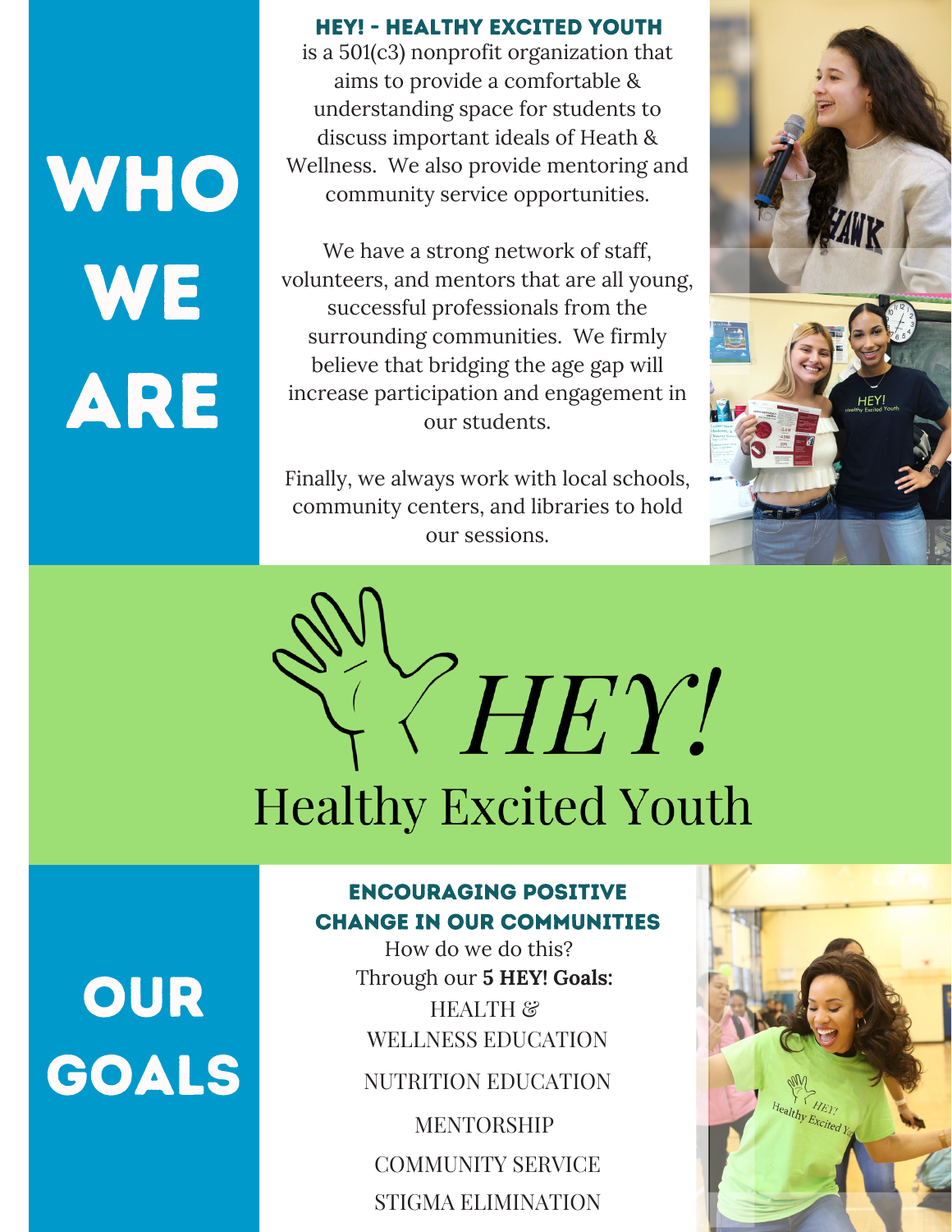# WHO WE ARE

**HEY! - HEALTHY EXCITED YOUTH** is a 501(c3) nonprofit organization that aims to provide a comfortable & understanding space for students to discuss important ideals of Heath & Wellness. We also provide mentoring and community service opportunities.

We have a strong network of staff, volunteers, and mentors that are all young, successful professionals from the surrounding communities. We firmly believe that bridging the age gap will increase participation and engagement in our students.

Finally, we always work with local schools, community centers, and libraries to hold our sessions.

*HEY!*

Healthy Excited Youth

# OUR GOALS

## ENCOURAGING POSITIVE CHANGE IN OUR COMMUNITIES

How do we do this?

Through our **5 HEY! Goals:**

HEALTH & WELLNESS EDUCATION

NUTRITION EDUCATION

MENTORSHIP

COMMUNITY SERVICE

STIGMA ELIMINATION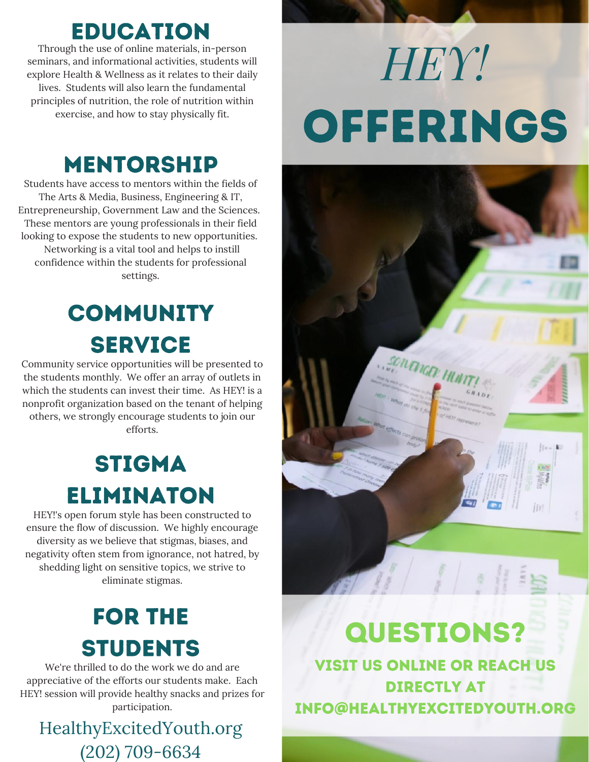# HEY! OFFERINGS

## EDUCATION

Through the use of online materials, in-person seminars, and informational activities, students will explore Health & Wellness as it relates to their daily lives. Students will also learn the fundamental principles of nutrition, the role of nutrition within exercise, and how to stay physically fit.

## MENTORSHIP

Students have access to mentors within the fields of The Arts & Media, Business, Engineering & IT, Entrepreneurship, Government Law and the Sciences. These mentors are young professionals in their field looking to expose the students to new opportunities. Networking is a vital tool and helps to instill confidence within the students for professional settings.

## COMMUNITY SERVICE

Community service opportunities will be presented to the students monthly. We offer an array of outlets in which the students can invest their time. As HEY! is a nonprofit organization based on the tenant of helping others, we strongly encourage students to join our efforts.

## STIGMA ELIMINATON

HEY!'s open forum style has been constructed to ensure the flow of discussion. We highly encourage diversity as we believe that stigmas, biases, and negativity often stem from ignorance, not hatred, by shedding light on sensitive topics, we strive to eliminate stigmas.

## FOR THE STUDENTS

We're thrilled to do the work we do and are appreciative of the efforts our students make. Each HEY! session will provide healthy snacks and prizes for participation.

HealthyExcitedYouth.org
(202) 709-6634

## QUESTIONS?

VISIT US ONLINE OR REACH US DIRECTLY AT INFO@HEALTHYEXCITEDYOUTH.ORG